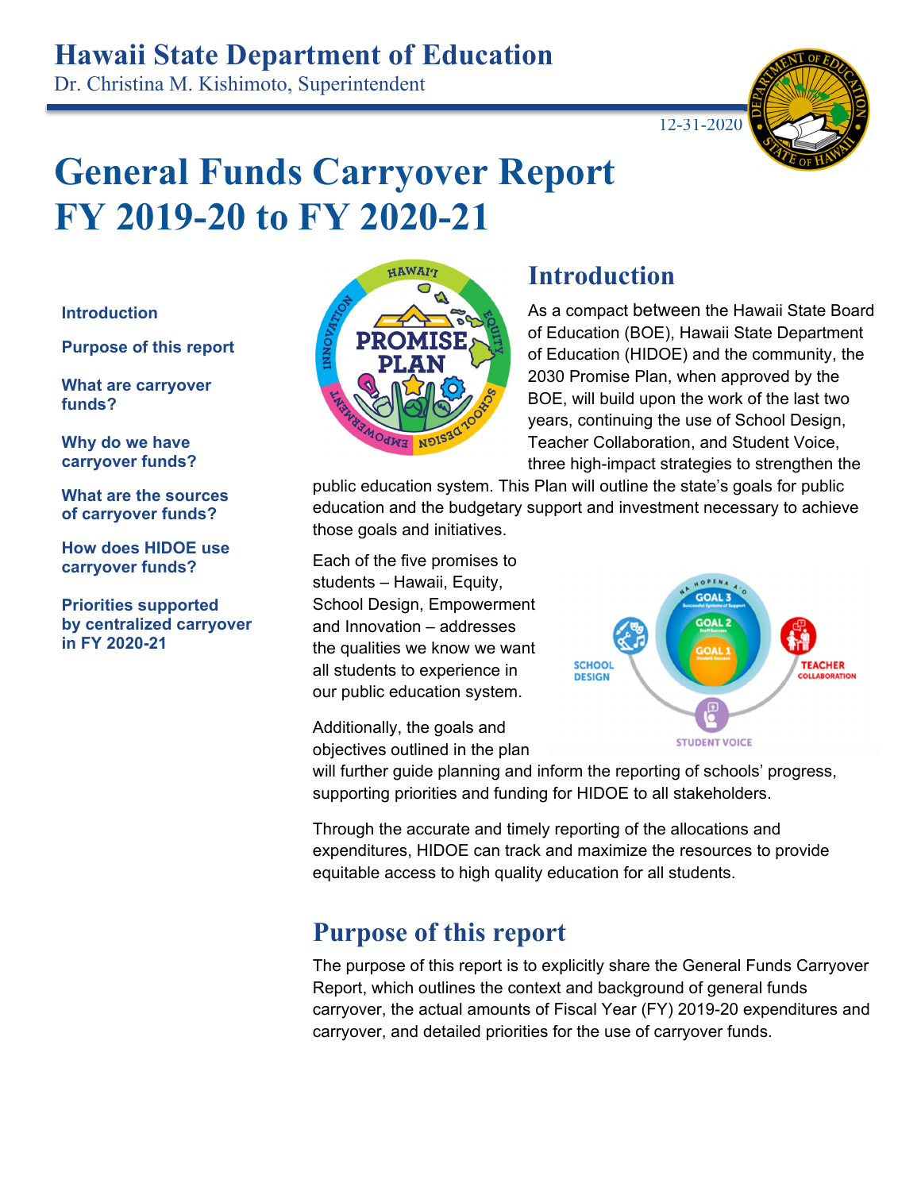# Hawaii State Department of Education

Dr. Christina M. Kishimoto, Superintendent

12-31-2020

# General Funds Carryover Report FY 2019-20 to FY 2020-21

**Introduction**

**Purpose of this report**

**What are carryover funds?**

**Why do we have carryover funds?**

**What are the sources of carryover funds?**

**How does HIDOE use carryover funds?**

**Priorities supported by centralized carryover in FY 2020-21**

## Introduction

As a compact between the Hawaii State Board of Education (BOE), Hawaii State Department of Education (HIDOE) and the community, the 2030 Promise Plan, when approved by the BOE, will build upon the work of the last two years, continuing the use of School Design, Teacher Collaboration, and Student Voice, three high-impact strategies to strengthen the public education system. This Plan will outline the state's goals for public education and the budgetary support and investment necessary to achieve those goals and initiatives.

Each of the five promises to students – Hawaii, Equity, School Design, Empowerment and Innovation – addresses the qualities we know we want all students to experience in our public education system.

Additionally, the goals and objectives outlined in the plan will further guide planning and inform the reporting of schools' progress, supporting priorities and funding for HIDOE to all stakeholders.

Through the accurate and timely reporting of the allocations and expenditures, HIDOE can track and maximize the resources to provide equitable access to high quality education for all students.

## Purpose of this report

The purpose of this report is to explicitly share the General Funds Carryover Report, which outlines the context and background of general funds carryover, the actual amounts of Fiscal Year (FY) 2019-20 expenditures and carryover, and detailed priorities for the use of carryover funds.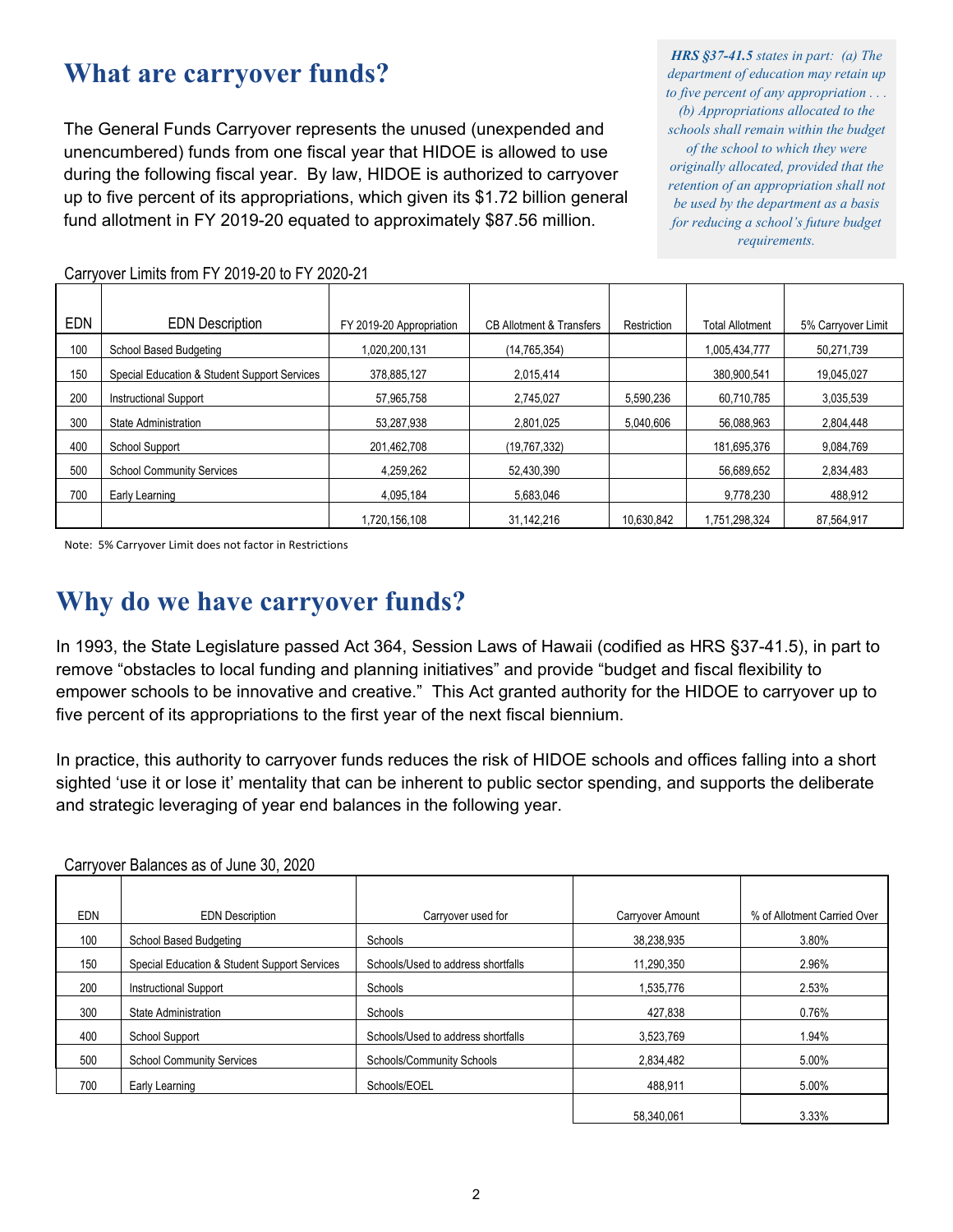# What are carryover funds?

The General Funds Carryover represents the unused (unexpended and unencumbered) funds from one fiscal year that HIDOE is allowed to use during the following fiscal year. By law, HIDOE is authorized to carryover up to five percent of its appropriations, which given its $1.72 billion general fund allotment in FY 2019-20 equated to approximately $87.56 million.

> ***HRS §37-41.5*** *states in part: (a) The department of education may retain up to five percent of any appropriation . . . (b) Appropriations allocated to the schools shall remain within the budget of the school to which they were originally allocated, provided that the retention of an appropriation shall not be used by the department as a basis for reducing a school's future budget requirements.*

Carryover Limits from FY 2019-20 to FY 2020-21

| EDN | EDN Description | FY 2019-20 Appropriation | CB Allotment & Transfers | Restriction | Total Allotment | 5% Carryover Limit |
|---|---|---|---|---|---|---|
| 100 | School Based Budgeting | 1,020,200,131 | (14,765,354) | | 1,005,434,777 | 50,271,739 |
| 150 | Special Education & Student Support Services | 378,885,127 | 2,015,414 | | 380,900,541 | 19,045,027 |
| 200 | Instructional Support | 57,965,758 | 2,745,027 | 5,590,236 | 60,710,785 | 3,035,539 |
| 300 | State Administration | 53,287,938 | 2,801,025 | 5,040,606 | 56,088,963 | 2,804,448 |
| 400 | School Support | 201,462,708 | (19,767,332) | | 181,695,376 | 9,084,769 |
| 500 | School Community Services | 4,259,262 | 52,430,390 | | 56,689,652 | 2,834,483 |
| 700 | Early Learning | 4,095,184 | 5,683,046 | | 9,778,230 | 488,912 |
| | | 1,720,156,108 | 31,142,216 | 10,630,842 | 1,751,298,324 | 87,564,917 |

Note: 5% Carryover Limit does not factor in Restrictions

# Why do we have carryover funds?

In 1993, the State Legislature passed Act 364, Session Laws of Hawaii (codified as HRS §37-41.5), in part to remove "obstacles to local funding and planning initiatives" and provide "budget and fiscal flexibility to empower schools to be innovative and creative." This Act granted authority for the HIDOE to carryover up to five percent of its appropriations to the first year of the next fiscal biennium.

In practice, this authority to carryover funds reduces the risk of HIDOE schools and offices falling into a short sighted 'use it or lose it' mentality that can be inherent to public sector spending, and supports the deliberate and strategic leveraging of year end balances in the following year.

Carryover Balances as of June 30, 2020

| EDN | EDN Description | Carryover used for | Carryover Amount | % of Allotment Carried Over |
|---|---|---|---|---|
| 100 | School Based Budgeting | Schools | 38,238,935 | 3.80% |
| 150 | Special Education & Student Support Services | Schools/Used to address shortfalls | 11,290,350 | 2.96% |
| 200 | Instructional Support | Schools | 1,535,776 | 2.53% |
| 300 | State Administration | Schools | 427,838 | 0.76% |
| 400 | School Support | Schools/Used to address shortfalls | 3,523,769 | 1.94% |
| 500 | School Community Services | Schools/Community Schools | 2,834,482 | 5.00% |
| 700 | Early Learning | Schools/EOEL | 488,911 | 5.00% |
| | | | 58,340,061 | 3.33% |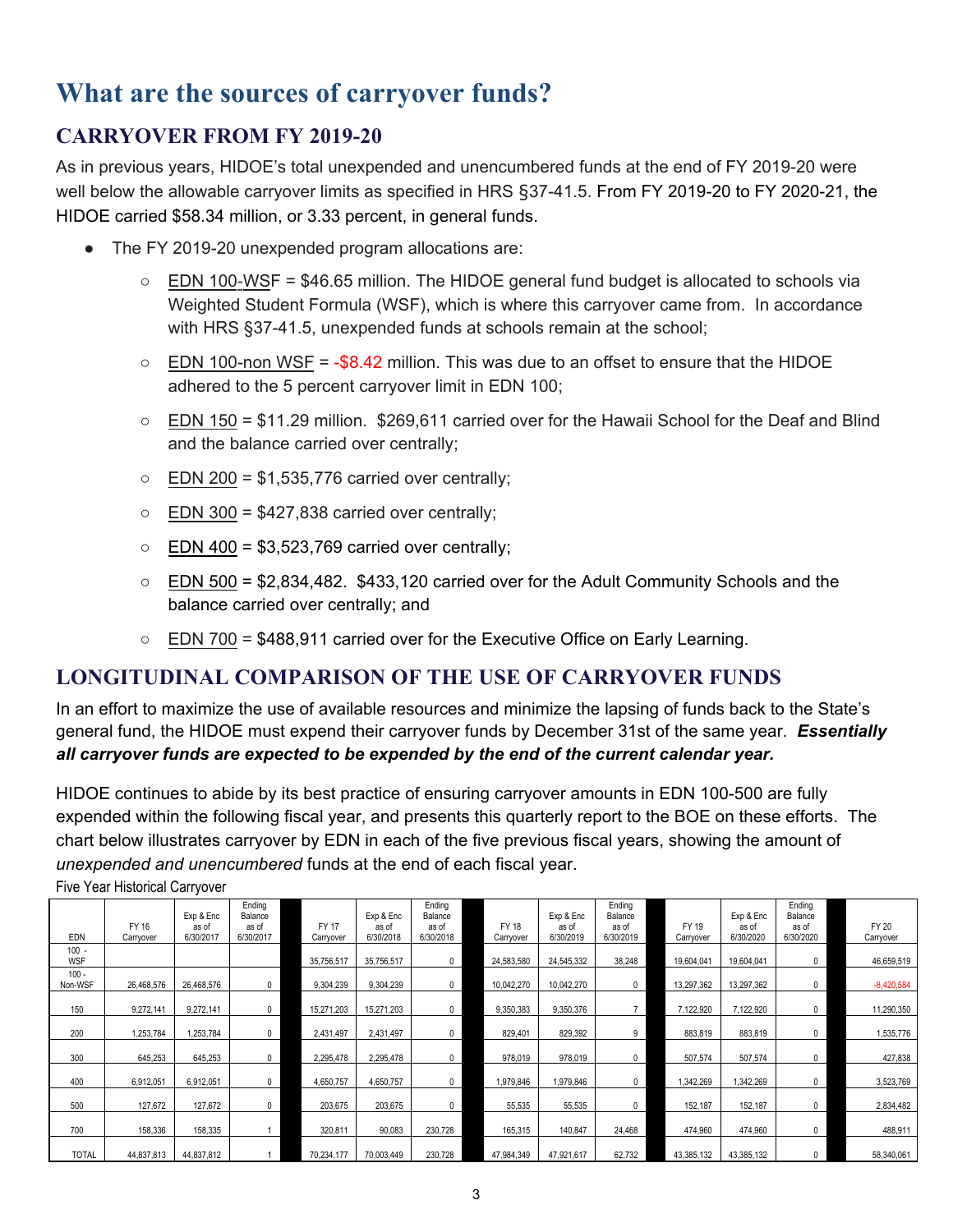# What are the sources of carryover funds?

## CARRYOVER FROM FY 2019-20

As in previous years, HIDOE's total unexpended and unencumbered funds at the end of FY 2019-20 were well below the allowable carryover limits as specified in HRS §37-41.5. From FY 2019-20 to FY 2020-21, the HIDOE carried $58.34 million, or 3.33 percent, in general funds.

- The FY 2019-20 unexpended program allocations are:
  - EDN 100-WSF = $46.65 million. The HIDOE general fund budget is allocated to schools via Weighted Student Formula (WSF), which is where this carryover came from. In accordance with HRS §37-41.5, unexpended funds at schools remain at the school;
  - EDN 100-non WSF = -$8.42 million. This was due to an offset to ensure that the HIDOE adhered to the 5 percent carryover limit in EDN 100;
  - EDN 150 = $11.29 million. $269,611 carried over for the Hawaii School for the Deaf and Blind and the balance carried over centrally;
  - EDN 200 = $1,535,776 carried over centrally;
  - EDN 300 = $427,838 carried over centrally;
  - EDN 400 = $3,523,769 carried over centrally;
  - EDN 500 = $2,834,482. $433,120 carried over for the Adult Community Schools and the balance carried over centrally; and
  - EDN 700 = $488,911 carried over for the Executive Office on Early Learning.

## LONGITUDINAL COMPARISON OF THE USE OF CARRYOVER FUNDS

In an effort to maximize the use of available resources and minimize the lapsing of funds back to the State's general fund, the HIDOE must expend their carryover funds by December 31st of the same year. ***Essentially all carryover funds are expected to be expended by the end of the current calendar year.***

HIDOE continues to abide by its best practice of ensuring carryover amounts in EDN 100-500 are fully expended within the following fiscal year, and presents this quarterly report to the BOE on these efforts. The chart below illustrates carryover by EDN in each of the five previous fiscal years, showing the amount of *unexpended and unencumbered* funds at the end of each fiscal year.

Five Year Historical Carryover

| EDN | FY 16 Carryover | Exp & Enc as of 6/30/2017 | Ending Balance as of 6/30/2017 | FY 17 Carryover | Exp & Enc as of 6/30/2018 | Ending Balance as of 6/30/2018 | FY 18 Carryover | Exp & Enc as of 6/30/2019 | Ending Balance as of 6/30/2019 | FY 19 Carryover | Exp & Enc as of 6/30/2020 | Ending Balance as of 6/30/2020 | FY 20 Carryover |
|---|---|---|---|---|---|---|---|---|---|---|---|---|---|
| 100 - WSF | | | | 35,756,517 | 35,756,517 | 0 | 24,583,580 | 24,545,332 | 38,248 | 19,604,041 | 19,604,041 | 0 | 46,659,519 |
| 100 - Non-WSF | 26,468,576 | 26,468,576 | 0 | 9,304,239 | 9,304,239 | 0 | 10,042,270 | 10,042,270 | 0 | 13,297,362 | 13,297,362 | 0 | -8,420,584 |
| 150 | 9,272,141 | 9,272,141 | 0 | 15,271,203 | 15,271,203 | 0 | 9,350,383 | 9,350,376 | 7 | 7,122,920 | 7,122,920 | 0 | 11,290,350 |
| 200 | 1,253,784 | 1,253,784 | 0 | 2,431,497 | 2,431,497 | 0 | 829,401 | 829,392 | 9 | 883,819 | 883,819 | 0 | 1,535,776 |
| 300 | 645,253 | 645,253 | 0 | 2,295,478 | 2,295,478 | 0 | 978,019 | 978,019 | 0 | 507,574 | 507,574 | 0 | 427,838 |
| 400 | 6,912,051 | 6,912,051 | 0 | 4,650,757 | 4,650,757 | 0 | 1,979,846 | 1,979,846 | 0 | 1,342,269 | 1,342,269 | 0 | 3,523,769 |
| 500 | 127,672 | 127,672 | 0 | 203,675 | 203,675 | 0 | 55,535 | 55,535 | 0 | 152,187 | 152,187 | 0 | 2,834,482 |
| 700 | 158,336 | 158,335 | 1 | 320,811 | 90,083 | 230,728 | 165,315 | 140,847 | 24,468 | 474,960 | 474,960 | 0 | 488,911 |
| TOTAL | 44,837,813 | 44,837,812 | 1 | 70,234,177 | 70,003,449 | 230,728 | 47,984,349 | 47,921,617 | 62,732 | 43,385,132 | 43,385,132 | 0 | 58,340,061 |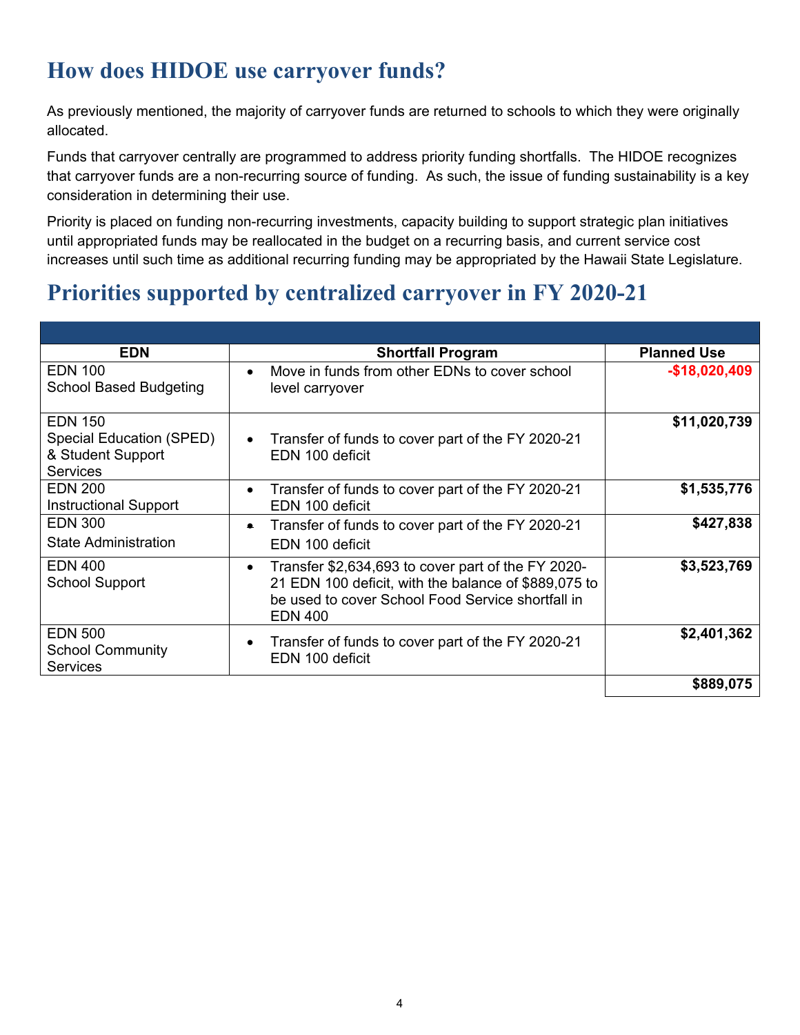# How does HIDOE use carryover funds?

As previously mentioned, the majority of carryover funds are returned to schools to which they were originally allocated.

Funds that carryover centrally are programmed to address priority funding shortfalls. The HIDOE recognizes that carryover funds are a non-recurring source of funding. As such, the issue of funding sustainability is a key consideration in determining their use.

Priority is placed on funding non-recurring investments, capacity building to support strategic plan initiatives until appropriated funds may be reallocated in the budget on a recurring basis, and current service cost increases until such time as additional recurring funding may be appropriated by the Hawaii State Legislature.

# Priorities supported by centralized carryover in FY 2020-21

| EDN | Shortfall Program | Planned Use |
|---|---|---|
| EDN 100<br>School Based Budgeting | • Move in funds from other EDNs to cover school level carryover | -$18,020,409 |
| EDN 150<br>Special Education (SPED) & Student Support Services | • Transfer of funds to cover part of the FY 2020-21 EDN 100 deficit | $11,020,739 |
| EDN 200<br>Instructional Support | • Transfer of funds to cover part of the FY 2020-21 EDN 100 deficit | $1,535,776 |
| EDN 300<br>State Administration | • Transfer of funds to cover part of the FY 2020-21 EDN 100 deficit | $427,838 |
| EDN 400<br>School Support | • Transfer $2,634,693 to cover part of the FY 2020-21 EDN 100 deficit, with the balance of $889,075 to be used to cover School Food Service shortfall in EDN 400 | $3,523,769 |
| EDN 500<br>School Community Services | • Transfer of funds to cover part of the FY 2020-21 EDN 100 deficit | $2,401,362 |
| | | $889,075 |